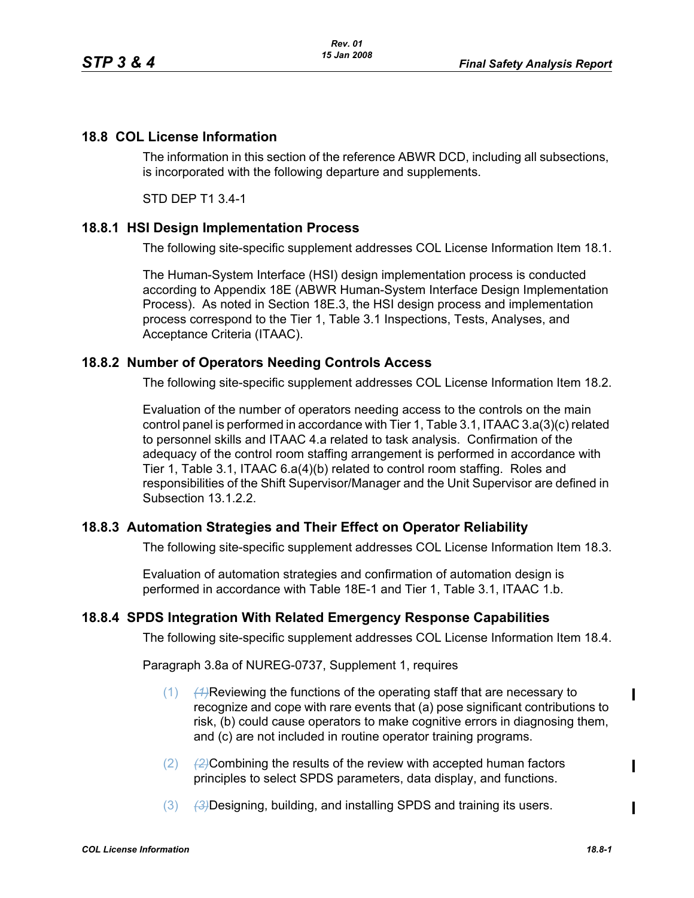## 18.8 COL License Information

The information in this section of the reference ABWR DCD, including all subsections, is incorporated with the following departure and supplements.

STD DEP T1 3.4-1

### 18.8.1 HSI Design Implementation Process

The following site-specific supplement addresses COL License Information Item 18.1.

The Human-System Interface (HSI) design implementation process is conducted according to Appendix 18E (ABWR Human-System Interface Design Implementation Process). As noted in Section 18E.3, the HSI design process and implementation process correspond to the Tier 1, Table 3.1 Inspections, Tests, Analyses, and Acceptance Criteria (ITAAC).

### 18.8.2 Number of Operators Needing Controls Access

The following site-specific supplement addresses COL License Information Item 18.2.

Evaluation of the number of operators needing access to the controls on the main control panel is performed in accordance with Tier 1, Table 3.1, ITAAC 3.a(3)(c) related to personnel skills and ITAAC 4.a related to task analysis. Confirmation of the adequacy of the control room staffing arrangement is performed in accordance with Tier 1, Table 3.1, ITAAC 6.a(4)(b) related to control room staffing. Roles and responsibilities of the Shift Supervisor/Manager and the Unit Supervisor are defined in Subsection 13.1.2.2.

### 18.8.3 Automation Strategies and Their Effect on Operator Reliability

The following site-specific supplement addresses COL License Information Item 18.3.

Evaluation of automation strategies and confirmation of automation design is performed in accordance with Table 18E-1 and Tier 1, Table 3.1, ITAAC 1.b.

### 18.8.4 SPDS Integration With Related Emergency Response Capabilities

The following site-specific supplement addresses COL License Information Item 18.4.

Paragraph 3.8a of NUREG-0737, Supplement 1, requires

(1) ~~(1)~~Reviewing the functions of the operating staff that are necessary to recognize and cope with rare events that (a) pose significant contributions to risk, (b) could cause operators to make cognitive errors in diagnosing them, and (c) are not included in routine operator training programs.

(2) ~~(2)~~Combining the results of the review with accepted human factors principles to select SPDS parameters, data display, and functions.

(3) ~~(3)~~Designing, building, and installing SPDS and training its users.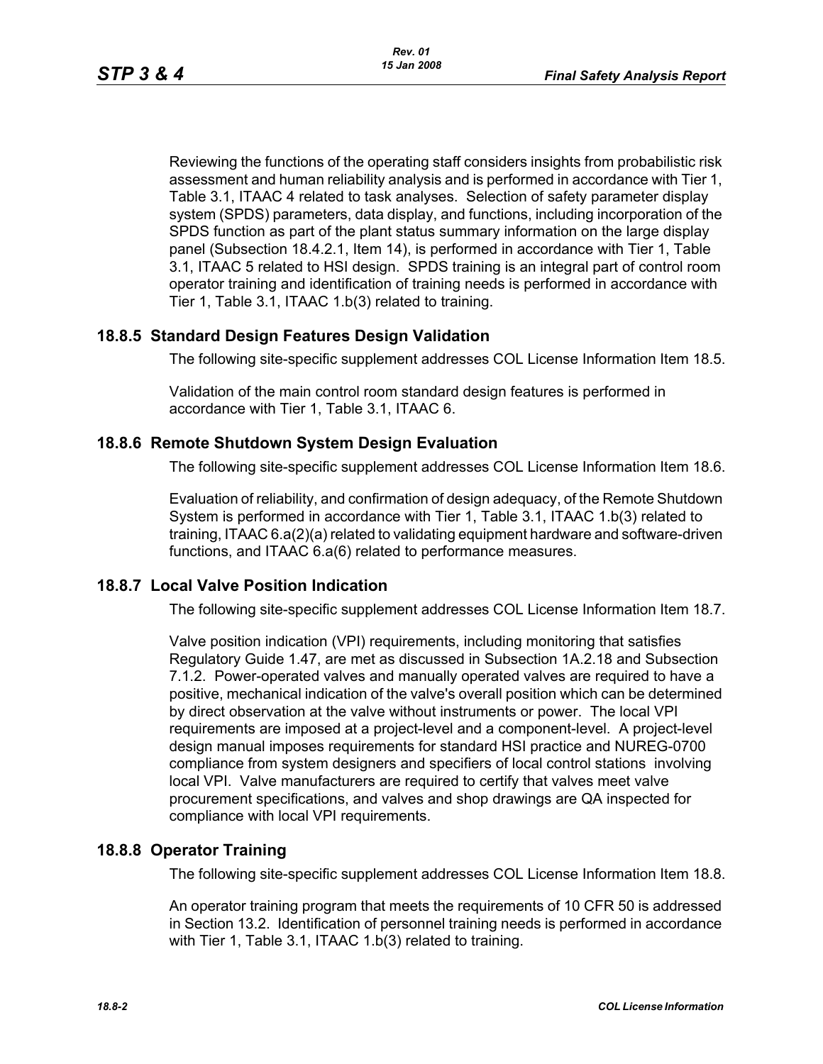Reviewing the functions of the operating staff considers insights from probabilistic risk assessment and human reliability analysis and is performed in accordance with Tier 1, Table 3.1, ITAAC 4 related to task analyses. Selection of safety parameter display system (SPDS) parameters, data display, and functions, including incorporation of the SPDS function as part of the plant status summary information on the large display panel (Subsection 18.4.2.1, Item 14), is performed in accordance with Tier 1, Table 3.1, ITAAC 5 related to HSI design. SPDS training is an integral part of control room operator training and identification of training needs is performed in accordance with Tier 1, Table 3.1, ITAAC 1.b(3) related to training.

## 18.8.5 Standard Design Features Design Validation

The following site-specific supplement addresses COL License Information Item 18.5.

Validation of the main control room standard design features is performed in accordance with Tier 1, Table 3.1, ITAAC 6.

## 18.8.6 Remote Shutdown System Design Evaluation

The following site-specific supplement addresses COL License Information Item 18.6.

Evaluation of reliability, and confirmation of design adequacy, of the Remote Shutdown System is performed in accordance with Tier 1, Table 3.1, ITAAC 1.b(3) related to training, ITAAC 6.a(2)(a) related to validating equipment hardware and software-driven functions, and ITAAC 6.a(6) related to performance measures.

## 18.8.7 Local Valve Position Indication

The following site-specific supplement addresses COL License Information Item 18.7.

Valve position indication (VPI) requirements, including monitoring that satisfies Regulatory Guide 1.47, are met as discussed in Subsection 1A.2.18 and Subsection 7.1.2. Power-operated valves and manually operated valves are required to have a positive, mechanical indication of the valve's overall position which can be determined by direct observation at the valve without instruments or power. The local VPI requirements are imposed at a project-level and a component-level. A project-level design manual imposes requirements for standard HSI practice and NUREG-0700 compliance from system designers and specifiers of local control stations involving local VPI. Valve manufacturers are required to certify that valves meet valve procurement specifications, and valves and shop drawings are QA inspected for compliance with local VPI requirements.

## 18.8.8 Operator Training

The following site-specific supplement addresses COL License Information Item 18.8.

An operator training program that meets the requirements of 10 CFR 50 is addressed in Section 13.2. Identification of personnel training needs is performed in accordance with Tier 1, Table 3.1, ITAAC 1.b(3) related to training.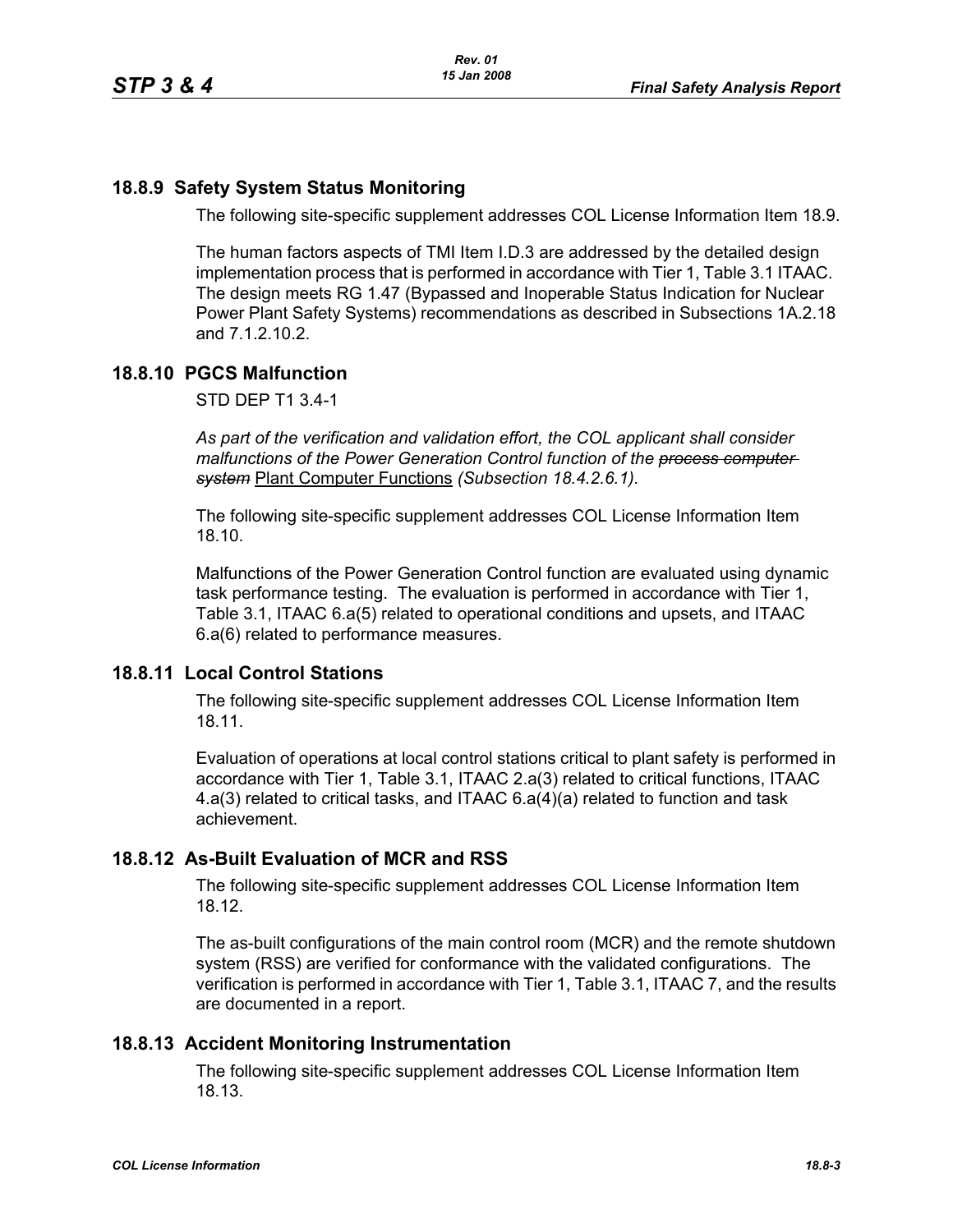## 18.8.9 Safety System Status Monitoring

The following site-specific supplement addresses COL License Information Item 18.9.

The human factors aspects of TMI Item I.D.3 are addressed by the detailed design implementation process that is performed in accordance with Tier 1, Table 3.1 ITAAC. The design meets RG 1.47 (Bypassed and Inoperable Status Indication for Nuclear Power Plant Safety Systems) recommendations as described in Subsections 1A.2.18 and 7.1.2.10.2.

## 18.8.10 PGCS Malfunction

STD DEP T1 3.4-1

*As part of the verification and validation effort, the COL applicant shall consider malfunctions of the Power Generation Control function of the ~~process computer system~~* Plant Computer Functions *(Subsection 18.4.2.6.1).*

The following site-specific supplement addresses COL License Information Item 18.10.

Malfunctions of the Power Generation Control function are evaluated using dynamic task performance testing. The evaluation is performed in accordance with Tier 1, Table 3.1, ITAAC 6.a(5) related to operational conditions and upsets, and ITAAC 6.a(6) related to performance measures.

## 18.8.11 Local Control Stations

The following site-specific supplement addresses COL License Information Item 18.11.

Evaluation of operations at local control stations critical to plant safety is performed in accordance with Tier 1, Table 3.1, ITAAC 2.a(3) related to critical functions, ITAAC 4.a(3) related to critical tasks, and ITAAC 6.a(4)(a) related to function and task achievement.

## 18.8.12 As-Built Evaluation of MCR and RSS

The following site-specific supplement addresses COL License Information Item 18.12.

The as-built configurations of the main control room (MCR) and the remote shutdown system (RSS) are verified for conformance with the validated configurations. The verification is performed in accordance with Tier 1, Table 3.1, ITAAC 7, and the results are documented in a report.

## 18.8.13 Accident Monitoring Instrumentation

The following site-specific supplement addresses COL License Information Item 18.13.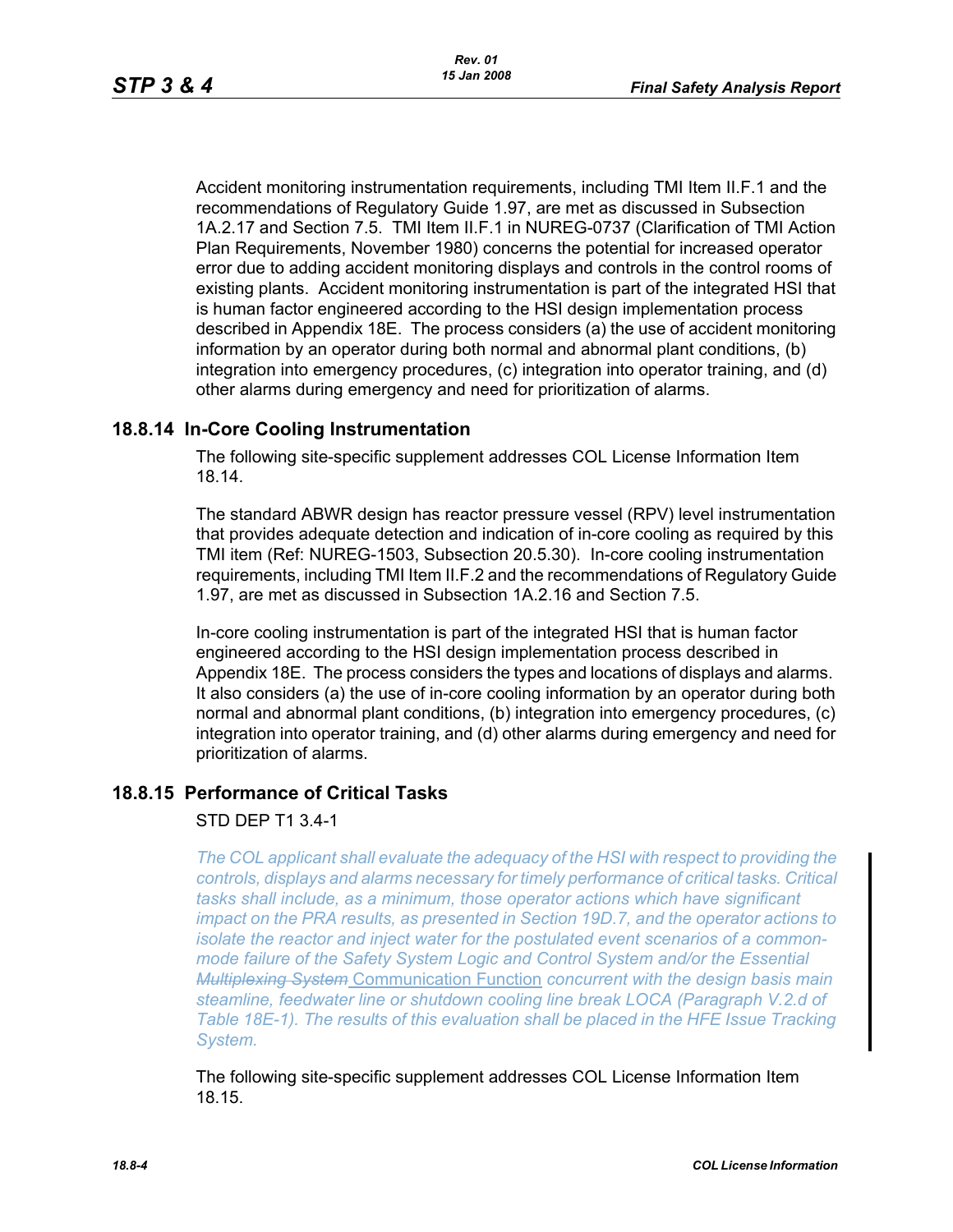Accident monitoring instrumentation requirements, including TMI Item II.F.1 and the recommendations of Regulatory Guide 1.97, are met as discussed in Subsection 1A.2.17 and Section 7.5. TMI Item II.F.1 in NUREG-0737 (Clarification of TMI Action Plan Requirements, November 1980) concerns the potential for increased operator error due to adding accident monitoring displays and controls in the control rooms of existing plants. Accident monitoring instrumentation is part of the integrated HSI that is human factor engineered according to the HSI design implementation process described in Appendix 18E. The process considers (a) the use of accident monitoring information by an operator during both normal and abnormal plant conditions, (b) integration into emergency procedures, (c) integration into operator training, and (d) other alarms during emergency and need for prioritization of alarms.

## 18.8.14 In-Core Cooling Instrumentation

The following site-specific supplement addresses COL License Information Item 18.14.

The standard ABWR design has reactor pressure vessel (RPV) level instrumentation that provides adequate detection and indication of in-core cooling as required by this TMI item (Ref: NUREG-1503, Subsection 20.5.30). In-core cooling instrumentation requirements, including TMI Item II.F.2 and the recommendations of Regulatory Guide 1.97, are met as discussed in Subsection 1A.2.16 and Section 7.5.

In-core cooling instrumentation is part of the integrated HSI that is human factor engineered according to the HSI design implementation process described in Appendix 18E. The process considers the types and locations of displays and alarms. It also considers (a) the use of in-core cooling information by an operator during both normal and abnormal plant conditions, (b) integration into emergency procedures, (c) integration into operator training, and (d) other alarms during emergency and need for prioritization of alarms.

## 18.8.15 Performance of Critical Tasks

STD DEP T1 3.4-1

*The COL applicant shall evaluate the adequacy of the HSI with respect to providing the controls, displays and alarms necessary for timely performance of critical tasks. Critical tasks shall include, as a minimum, those operator actions which have significant impact on the PRA results, as presented in Section 19D.7, and the operator actions to isolate the reactor and inject water for the postulated event scenarios of a common-mode failure of the Safety System Logic and Control System and/or the Essential ~~Multiplexing System~~* Communication Function *concurrent with the design basis main steamline, feedwater line or shutdown cooling line break LOCA (Paragraph V.2.d of Table 18E-1). The results of this evaluation shall be placed in the HFE Issue Tracking System.*

The following site-specific supplement addresses COL License Information Item 18.15.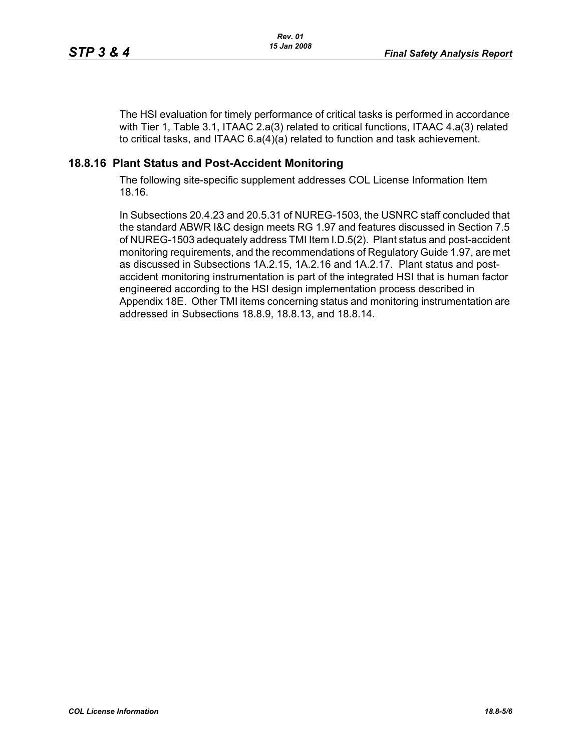The HSI evaluation for timely performance of critical tasks is performed in accordance with Tier 1, Table 3.1, ITAAC 2.a(3) related to critical functions, ITAAC 4.a(3) related to critical tasks, and ITAAC 6.a(4)(a) related to function and task achievement.

## 18.8.16 Plant Status and Post-Accident Monitoring

The following site-specific supplement addresses COL License Information Item 18.16.

In Subsections 20.4.23 and 20.5.31 of NUREG-1503, the USNRC staff concluded that the standard ABWR I&C design meets RG 1.97 and features discussed in Section 7.5 of NUREG-1503 adequately address TMI Item I.D.5(2). Plant status and post-accident monitoring requirements, and the recommendations of Regulatory Guide 1.97, are met as discussed in Subsections 1A.2.15, 1A.2.16 and 1A.2.17. Plant status and post-accident monitoring instrumentation is part of the integrated HSI that is human factor engineered according to the HSI design implementation process described in Appendix 18E. Other TMI items concerning status and monitoring instrumentation are addressed in Subsections 18.8.9, 18.8.13, and 18.8.14.